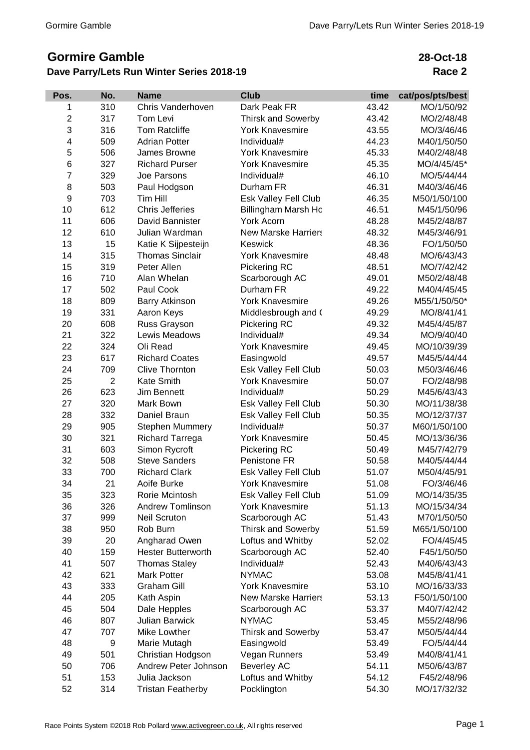# Gormire Gamble

## Dave Parry/Lets Run Winter Series 2018-19

**28-Oct-18**
**Race 2**

| Pos. | No. | Name | Club | time | cat/pos/pts/best |
|---|---|---|---|---|---|
| 1 | 310 | Chris Vanderhoven | Dark Peak FR | 43.42 | MO/1/50/92 |
| 2 | 317 | Tom Levi | Thirsk and Sowerby | 43.42 | MO/2/48/48 |
| 3 | 316 | Tom Ratcliffe | York Knavesmire | 43.55 | MO/3/46/46 |
| 4 | 509 | Adrian Potter | Individual# | 44.23 | M40/1/50/50 |
| 5 | 506 | James Browne | York Knavesmire | 45.33 | M40/2/48/48 |
| 6 | 327 | Richard Purser | York Knavesmire | 45.35 | MO/4/45/45* |
| 7 | 329 | Joe Parsons | Individual# | 46.10 | MO/5/44/44 |
| 8 | 503 | Paul Hodgson | Durham FR | 46.31 | M40/3/46/46 |
| 9 | 703 | Tim Hill | Esk Valley Fell Club | 46.35 | M50/1/50/100 |
| 10 | 612 | Chris Jefferies | Billingham Marsh Ho | 46.51 | M45/1/50/96 |
| 11 | 606 | David Bannister | York Acorn | 48.28 | M45/2/48/87 |
| 12 | 610 | Julian Wardman | New Marske Harriers | 48.32 | M45/3/46/91 |
| 13 | 15 | Katie K Sijpesteijn | Keswick | 48.36 | FO/1/50/50 |
| 14 | 315 | Thomas Sinclair | York Knavesmire | 48.48 | MO/6/43/43 |
| 15 | 319 | Peter Allen | Pickering RC | 48.51 | MO/7/42/42 |
| 16 | 710 | Alan Whelan | Scarborough AC | 49.01 | M50/2/48/48 |
| 17 | 502 | Paul Cook | Durham FR | 49.22 | M40/4/45/45 |
| 18 | 809 | Barry Atkinson | York Knavesmire | 49.26 | M55/1/50/50* |
| 19 | 331 | Aaron Keys | Middlesbrough and ( | 49.29 | MO/8/41/41 |
| 20 | 608 | Russ Grayson | Pickering RC | 49.32 | M45/4/45/87 |
| 21 | 322 | Lewis Meadows | Individual# | 49.34 | MO/9/40/40 |
| 22 | 324 | Oli Read | York Knavesmire | 49.45 | MO/10/39/39 |
| 23 | 617 | Richard Coates | Easingwold | 49.57 | M45/5/44/44 |
| 24 | 709 | Clive Thornton | Esk Valley Fell Club | 50.03 | M50/3/46/46 |
| 25 | 2 | Kate Smith | York Knavesmire | 50.07 | FO/2/48/98 |
| 26 | 623 | Jim Bennett | Individual# | 50.29 | M45/6/43/43 |
| 27 | 320 | Mark Bown | Esk Valley Fell Club | 50.30 | MO/11/38/38 |
| 28 | 332 | Daniel Braun | Esk Valley Fell Club | 50.35 | MO/12/37/37 |
| 29 | 905 | Stephen Mummery | Individual# | 50.37 | M60/1/50/100 |
| 30 | 321 | Richard Tarrega | York Knavesmire | 50.45 | MO/13/36/36 |
| 31 | 603 | Simon Rycroft | Pickering RC | 50.49 | M45/7/42/79 |
| 32 | 508 | Steve Sanders | Penistone FR | 50.58 | M40/5/44/44 |
| 33 | 700 | Richard Clark | Esk Valley Fell Club | 51.07 | M50/4/45/91 |
| 34 | 21 | Aoife Burke | York Knavesmire | 51.08 | FO/3/46/46 |
| 35 | 323 | Rorie Mcintosh | Esk Valley Fell Club | 51.09 | MO/14/35/35 |
| 36 | 326 | Andrew Tomlinson | York Knavesmire | 51.13 | MO/15/34/34 |
| 37 | 999 | Neil Scruton | Scarborough AC | 51.43 | M70/1/50/50 |
| 38 | 950 | Rob Burn | Thirsk and Sowerby | 51.59 | M65/1/50/100 |
| 39 | 20 | Angharad Owen | Loftus and Whitby | 52.02 | FO/4/45/45 |
| 40 | 159 | Hester Butterworth | Scarborough AC | 52.40 | F45/1/50/50 |
| 41 | 507 | Thomas Staley | Individual# | 52.43 | M40/6/43/43 |
| 42 | 621 | Mark Potter | NYMAC | 53.08 | M45/8/41/41 |
| 43 | 333 | Graham Gill | York Knavesmire | 53.10 | MO/16/33/33 |
| 44 | 205 | Kath Aspin | New Marske Harriers | 53.13 | F50/1/50/100 |
| 45 | 504 | Dale Hepples | Scarborough AC | 53.37 | M40/7/42/42 |
| 46 | 807 | Julian Barwick | NYMAC | 53.45 | M55/2/48/96 |
| 47 | 707 | Mike Lowther | Thirsk and Sowerby | 53.47 | M50/5/44/44 |
| 48 | 9 | Marie Mutagh | Easingwold | 53.49 | FO/5/44/44 |
| 49 | 501 | Christian Hodgson | Vegan Runners | 53.49 | M40/8/41/41 |
| 50 | 706 | Andrew Peter Johnson | Beverley AC | 54.11 | M50/6/43/87 |
| 51 | 153 | Julia Jackson | Loftus and Whitby | 54.12 | F45/2/48/96 |
| 52 | 314 | Tristan Featherby | Pocklington | 54.30 | MO/17/32/32 |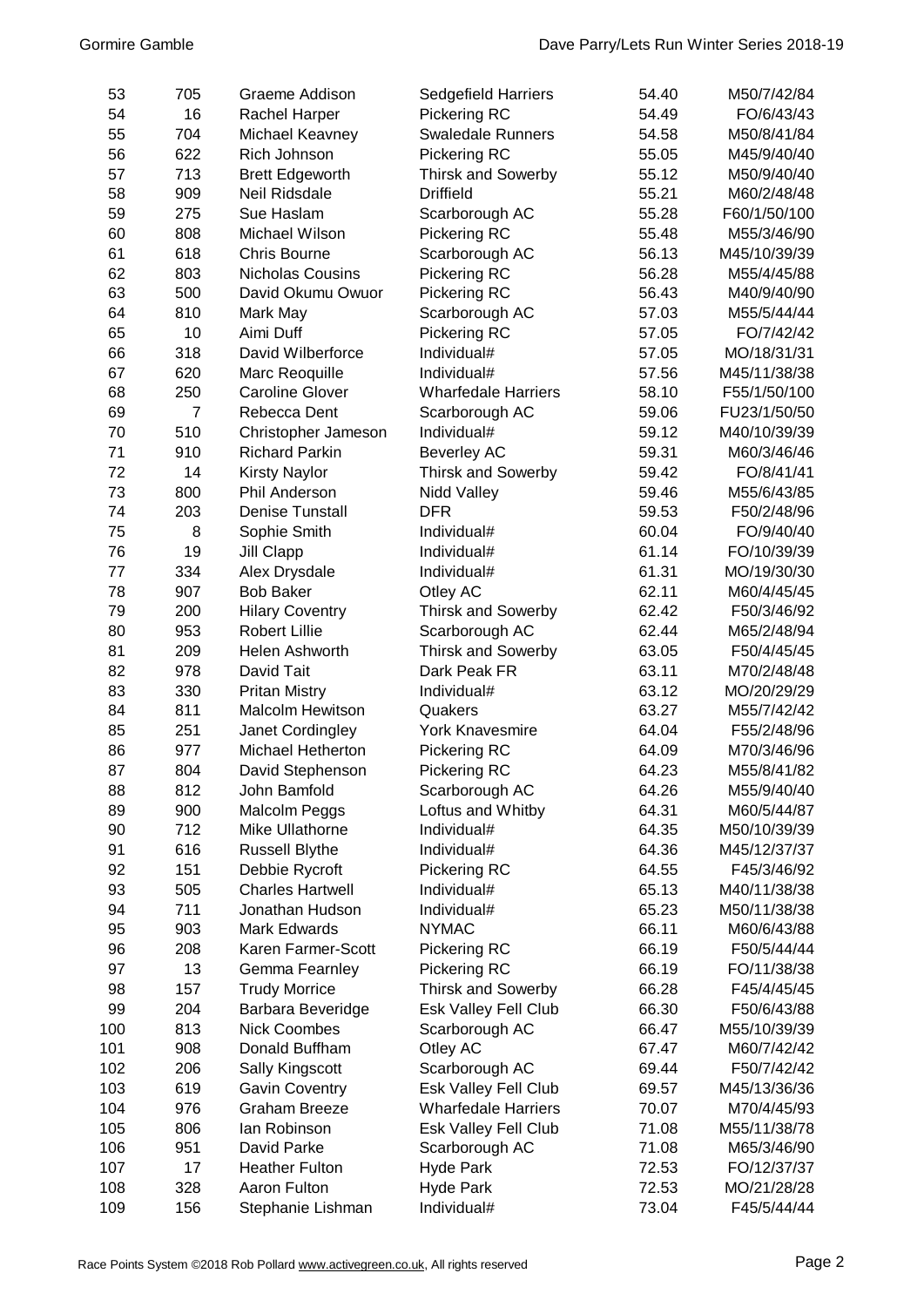| | | | | | |
|---|---|---|---|---|---|
| 53 | 705 | Graeme Addison | Sedgefield Harriers | 54.40 | M50/7/42/84 |
| 54 | 16 | Rachel Harper | Pickering RC | 54.49 | FO/6/43/43 |
| 55 | 704 | Michael Keavney | Swaledale Runners | 54.58 | M50/8/41/84 |
| 56 | 622 | Rich Johnson | Pickering RC | 55.05 | M45/9/40/40 |
| 57 | 713 | Brett Edgeworth | Thirsk and Sowerby | 55.12 | M50/9/40/40 |
| 58 | 909 | Neil Ridsdale | Driffield | 55.21 | M60/2/48/48 |
| 59 | 275 | Sue Haslam | Scarborough AC | 55.28 | F60/1/50/100 |
| 60 | 808 | Michael Wilson | Pickering RC | 55.48 | M55/3/46/90 |
| 61 | 618 | Chris Bourne | Scarborough AC | 56.13 | M45/10/39/39 |
| 62 | 803 | Nicholas Cousins | Pickering RC | 56.28 | M55/4/45/88 |
| 63 | 500 | David Okumu Owuor | Pickering RC | 56.43 | M40/9/40/90 |
| 64 | 810 | Mark May | Scarborough AC | 57.03 | M55/5/44/44 |
| 65 | 10 | Aimi Duff | Pickering RC | 57.05 | FO/7/42/42 |
| 66 | 318 | David Wilberforce | Individual# | 57.05 | MO/18/31/31 |
| 67 | 620 | Marc Reoquille | Individual# | 57.56 | M45/11/38/38 |
| 68 | 250 | Caroline Glover | Wharfedale Harriers | 58.10 | F55/1/50/100 |
| 69 | 7 | Rebecca Dent | Scarborough AC | 59.06 | FU23/1/50/50 |
| 70 | 510 | Christopher Jameson | Individual# | 59.12 | M40/10/39/39 |
| 71 | 910 | Richard Parkin | Beverley AC | 59.31 | M60/3/46/46 |
| 72 | 14 | Kirsty Naylor | Thirsk and Sowerby | 59.42 | FO/8/41/41 |
| 73 | 800 | Phil Anderson | Nidd Valley | 59.46 | M55/6/43/85 |
| 74 | 203 | Denise Tunstall | DFR | 59.53 | F50/2/48/96 |
| 75 | 8 | Sophie Smith | Individual# | 60.04 | FO/9/40/40 |
| 76 | 19 | Jill Clapp | Individual# | 61.14 | FO/10/39/39 |
| 77 | 334 | Alex Drysdale | Individual# | 61.31 | MO/19/30/30 |
| 78 | 907 | Bob Baker | Otley AC | 62.11 | M60/4/45/45 |
| 79 | 200 | Hilary Coventry | Thirsk and Sowerby | 62.42 | F50/3/46/92 |
| 80 | 953 | Robert Lillie | Scarborough AC | 62.44 | M65/2/48/94 |
| 81 | 209 | Helen Ashworth | Thirsk and Sowerby | 63.05 | F50/4/45/45 |
| 82 | 978 | David Tait | Dark Peak FR | 63.11 | M70/2/48/48 |
| 83 | 330 | Pritan Mistry | Individual# | 63.12 | MO/20/29/29 |
| 84 | 811 | Malcolm Hewitson | Quakers | 63.27 | M55/7/42/42 |
| 85 | 251 | Janet Cordingley | York Knavesmire | 64.04 | F55/2/48/96 |
| 86 | 977 | Michael Hetherton | Pickering RC | 64.09 | M70/3/46/96 |
| 87 | 804 | David Stephenson | Pickering RC | 64.23 | M55/8/41/82 |
| 88 | 812 | John Bamfold | Scarborough AC | 64.26 | M55/9/40/40 |
| 89 | 900 | Malcolm Peggs | Loftus and Whitby | 64.31 | M60/5/44/87 |
| 90 | 712 | Mike Ullathorne | Individual# | 64.35 | M50/10/39/39 |
| 91 | 616 | Russell Blythe | Individual# | 64.36 | M45/12/37/37 |
| 92 | 151 | Debbie Rycroft | Pickering RC | 64.55 | F45/3/46/92 |
| 93 | 505 | Charles Hartwell | Individual# | 65.13 | M40/11/38/38 |
| 94 | 711 | Jonathan Hudson | Individual# | 65.23 | M50/11/38/38 |
| 95 | 903 | Mark Edwards | NYMAC | 66.11 | M60/6/43/88 |
| 96 | 208 | Karen Farmer-Scott | Pickering RC | 66.19 | F50/5/44/44 |
| 97 | 13 | Gemma Fearnley | Pickering RC | 66.19 | FO/11/38/38 |
| 98 | 157 | Trudy Morrice | Thirsk and Sowerby | 66.28 | F45/4/45/45 |
| 99 | 204 | Barbara Beveridge | Esk Valley Fell Club | 66.30 | F50/6/43/88 |
| 100 | 813 | Nick Coombes | Scarborough AC | 66.47 | M55/10/39/39 |
| 101 | 908 | Donald Buffham | Otley AC | 67.47 | M60/7/42/42 |
| 102 | 206 | Sally Kingscott | Scarborough AC | 69.44 | F50/7/42/42 |
| 103 | 619 | Gavin Coventry | Esk Valley Fell Club | 69.57 | M45/13/36/36 |
| 104 | 976 | Graham Breeze | Wharfedale Harriers | 70.07 | M70/4/45/93 |
| 105 | 806 | Ian Robinson | Esk Valley Fell Club | 71.08 | M55/11/38/78 |
| 106 | 951 | David Parke | Scarborough AC | 71.08 | M65/3/46/90 |
| 107 | 17 | Heather Fulton | Hyde Park | 72.53 | FO/12/37/37 |
| 108 | 328 | Aaron Fulton | Hyde Park | 72.53 | MO/21/28/28 |
| 109 | 156 | Stephanie Lishman | Individual# | 73.04 | F45/5/44/44 |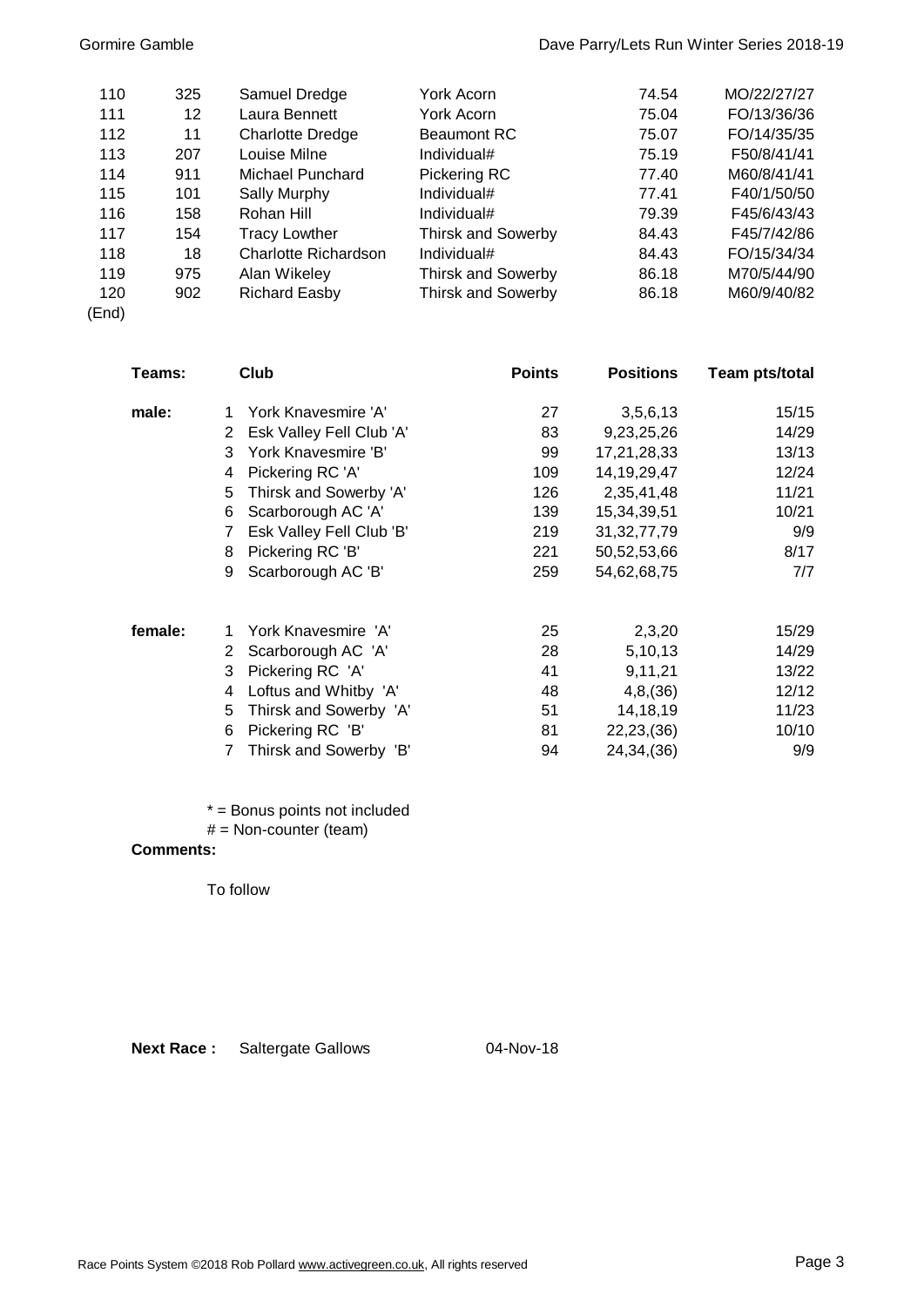| | | | | | |
|---|---|---|---|---|---|
| 110 | 325 | Samuel Dredge | York Acorn | 74.54 | MO/22/27/27 |
| 111 | 12 | Laura Bennett | York Acorn | 75.04 | FO/13/36/36 |
| 112 | 11 | Charlotte Dredge | Beaumont RC | 75.07 | FO/14/35/35 |
| 113 | 207 | Louise Milne | Individual# | 75.19 | F50/8/41/41 |
| 114 | 911 | Michael Punchard | Pickering RC | 77.40 | M60/8/41/41 |
| 115 | 101 | Sally Murphy | Individual# | 77.41 | F40/1/50/50 |
| 116 | 158 | Rohan Hill | Individual# | 79.39 | F45/6/43/43 |
| 117 | 154 | Tracy Lowther | Thirsk and Sowerby | 84.43 | F45/7/42/86 |
| 118 | 18 | Charlotte Richardson | Individual# | 84.43 | FO/15/34/34 |
| 119 | 975 | Alan Wikeley | Thirsk and Sowerby | 86.18 | M70/5/44/90 |
| 120 | 902 | Richard Easby | Thirsk and Sowerby | 86.18 | M60/9/40/82 |

(End)

| Teams: | | Club | Points | Positions | Team pts/total |
|---|---|---|---|---|---|
| male: | 1 | York Knavesmire 'A' | 27 | 3,5,6,13 | 15/15 |
| | 2 | Esk Valley Fell Club 'A' | 83 | 9,23,25,26 | 14/29 |
| | 3 | York Knavesmire 'B' | 99 | 17,21,28,33 | 13/13 |
| | 4 | Pickering RC 'A' | 109 | 14,19,29,47 | 12/24 |
| | 5 | Thirsk and Sowerby 'A' | 126 | 2,35,41,48 | 11/21 |
| | 6 | Scarborough AC 'A' | 139 | 15,34,39,51 | 10/21 |
| | 7 | Esk Valley Fell Club 'B' | 219 | 31,32,77,79 | 9/9 |
| | 8 | Pickering RC 'B' | 221 | 50,52,53,66 | 8/17 |
| | 9 | Scarborough AC 'B' | 259 | 54,62,68,75 | 7/7 |
| female: | 1 | York Knavesmire 'A' | 25 | 2,3,20 | 15/29 |
| | 2 | Scarborough AC 'A' | 28 | 5,10,13 | 14/29 |
| | 3 | Pickering RC 'A' | 41 | 9,11,21 | 13/22 |
| | 4 | Loftus and Whitby 'A' | 48 | 4,8,(36) | 12/12 |
| | 5 | Thirsk and Sowerby 'A' | 51 | 14,18,19 | 11/23 |
| | 6 | Pickering RC 'B' | 81 | 22,23,(36) | 10/10 |
| | 7 | Thirsk and Sowerby 'B' | 94 | 24,34,(36) | 9/9 |

* = Bonus points not included

# = Non-counter (team)

**Comments:**

To follow

**Next Race :** Saltergate Gallows 04-Nov-18

Race Points System ©2018 Rob Pollard www.activegreen.co.uk, All rights reserved